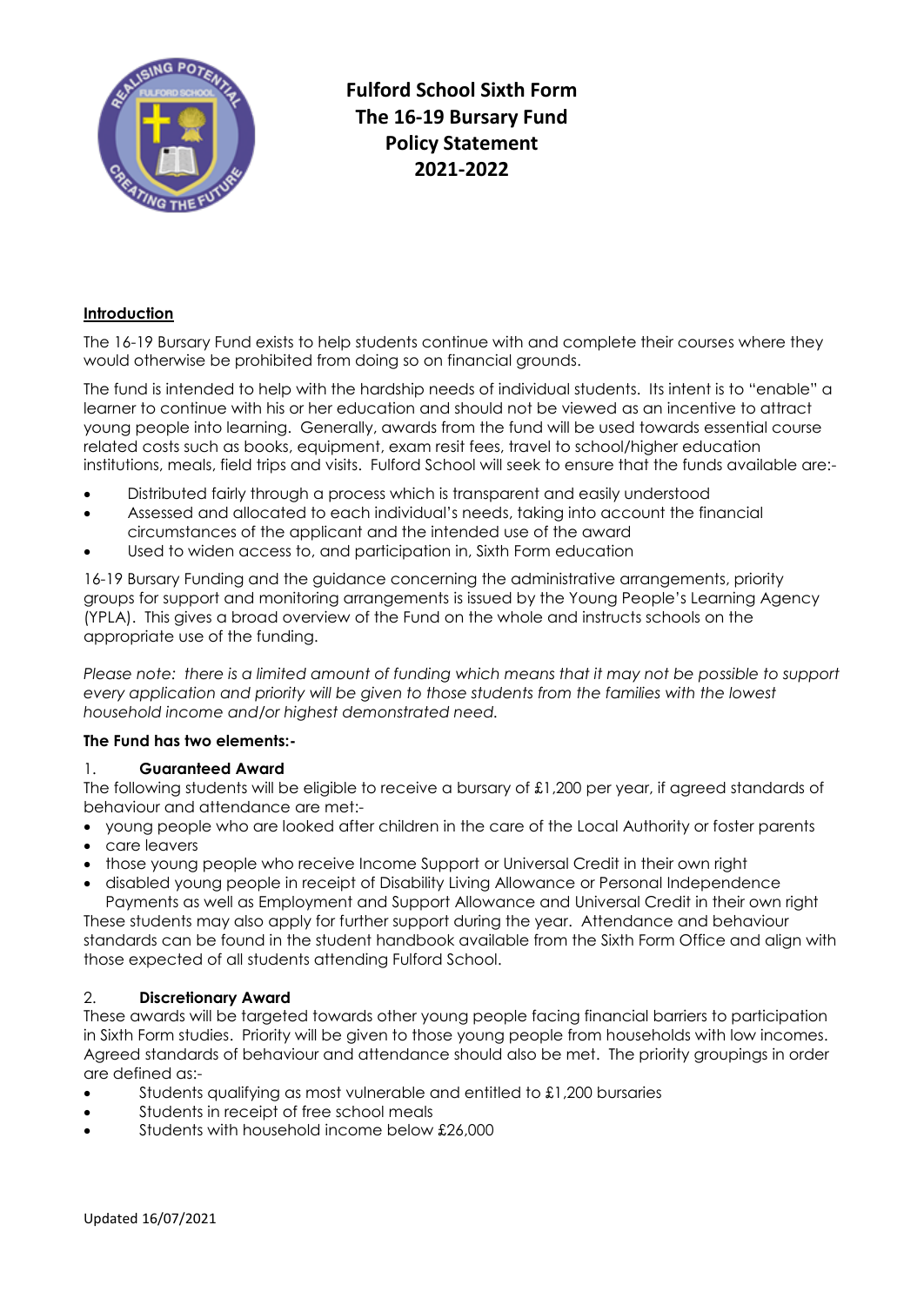# Fulford School Sixth Form
# The 16-19 Bursary Fund
# Policy Statement
# 2021-2022

## Introduction

The 16-19 Bursary Fund exists to help students continue with and complete their courses where they would otherwise be prohibited from doing so on financial grounds.

The fund is intended to help with the hardship needs of individual students. Its intent is to "enable" a learner to continue with his or her education and should not be viewed as an incentive to attract young people into learning. Generally, awards from the fund will be used towards essential course related costs such as books, equipment, exam resit fees, travel to school/higher education institutions, meals, field trips and visits. Fulford School will seek to ensure that the funds available are:-

- Distributed fairly through a process which is transparent and easily understood
- Assessed and allocated to each individual's needs, taking into account the financial circumstances of the applicant and the intended use of the award
- Used to widen access to, and participation in, Sixth Form education

16-19 Bursary Funding and the guidance concerning the administrative arrangements, priority groups for support and monitoring arrangements is issued by the Young People's Learning Agency (YPLA). This gives a broad overview of the Fund on the whole and instructs schools on the appropriate use of the funding.

*Please note: there is a limited amount of funding which means that it may not be possible to support every application and priority will be given to those students from the families with the lowest household income and/or highest demonstrated need.*

**The Fund has two elements:-**

1. **Guaranteed Award**

The following students will be eligible to receive a bursary of £1,200 per year, if agreed standards of behaviour and attendance are met:-

- young people who are looked after children in the care of the Local Authority or foster parents
- care leavers
- those young people who receive Income Support or Universal Credit in their own right
- disabled young people in receipt of Disability Living Allowance or Personal Independence Payments as well as Employment and Support Allowance and Universal Credit in their own right

These students may also apply for further support during the year. Attendance and behaviour standards can be found in the student handbook available from the Sixth Form Office and align with those expected of all students attending Fulford School.

2. **Discretionary Award**

These awards will be targeted towards other young people facing financial barriers to participation in Sixth Form studies. Priority will be given to those young people from households with low incomes. Agreed standards of behaviour and attendance should also be met. The priority groupings in order are defined as:-

- Students qualifying as most vulnerable and entitled to £1,200 bursaries
- Students in receipt of free school meals
- Students with household income below £26,000

Updated 16/07/2021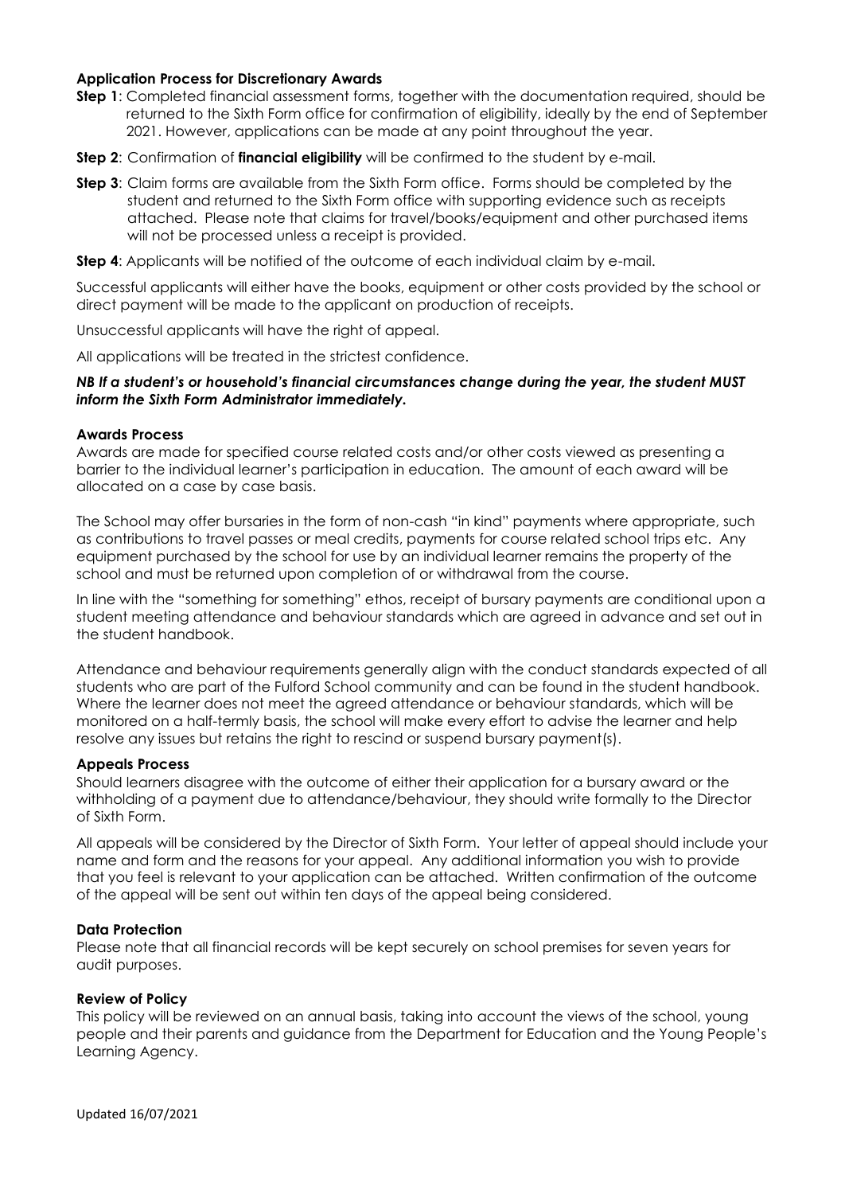### Application Process for Discretionary Awards

**Step 1**: Completed financial assessment forms, together with the documentation required, should be returned to the Sixth Form office for confirmation of eligibility, ideally by the end of September 2021. However, applications can be made at any point throughout the year.

**Step 2**: Confirmation of **financial eligibility** will be confirmed to the student by e-mail.

**Step 3**: Claim forms are available from the Sixth Form office. Forms should be completed by the student and returned to the Sixth Form office with supporting evidence such as receipts attached. Please note that claims for travel/books/equipment and other purchased items will not be processed unless a receipt is provided.

**Step 4**: Applicants will be notified of the outcome of each individual claim by e-mail.

Successful applicants will either have the books, equipment or other costs provided by the school or direct payment will be made to the applicant on production of receipts.

Unsuccessful applicants will have the right of appeal.

All applications will be treated in the strictest confidence.

***NB If a student's or household's financial circumstances change during the year, the student MUST inform the Sixth Form Administrator immediately.***

### Awards Process

Awards are made for specified course related costs and/or other costs viewed as presenting a barrier to the individual learner's participation in education. The amount of each award will be allocated on a case by case basis.

The School may offer bursaries in the form of non-cash "in kind" payments where appropriate, such as contributions to travel passes or meal credits, payments for course related school trips etc. Any equipment purchased by the school for use by an individual learner remains the property of the school and must be returned upon completion of or withdrawal from the course.

In line with the "something for something" ethos, receipt of bursary payments are conditional upon a student meeting attendance and behaviour standards which are agreed in advance and set out in the student handbook.

Attendance and behaviour requirements generally align with the conduct standards expected of all students who are part of the Fulford School community and can be found in the student handbook. Where the learner does not meet the agreed attendance or behaviour standards, which will be monitored on a half-termly basis, the school will make every effort to advise the learner and help resolve any issues but retains the right to rescind or suspend bursary payment(s).

### Appeals Process

Should learners disagree with the outcome of either their application for a bursary award or the withholding of a payment due to attendance/behaviour, they should write formally to the Director of Sixth Form.

All appeals will be considered by the Director of Sixth Form. Your letter of appeal should include your name and form and the reasons for your appeal. Any additional information you wish to provide that you feel is relevant to your application can be attached. Written confirmation of the outcome of the appeal will be sent out within ten days of the appeal being considered.

### Data Protection

Please note that all financial records will be kept securely on school premises for seven years for audit purposes.

### Review of Policy

This policy will be reviewed on an annual basis, taking into account the views of the school, young people and their parents and guidance from the Department for Education and the Young People's Learning Agency.

Updated 16/07/2021